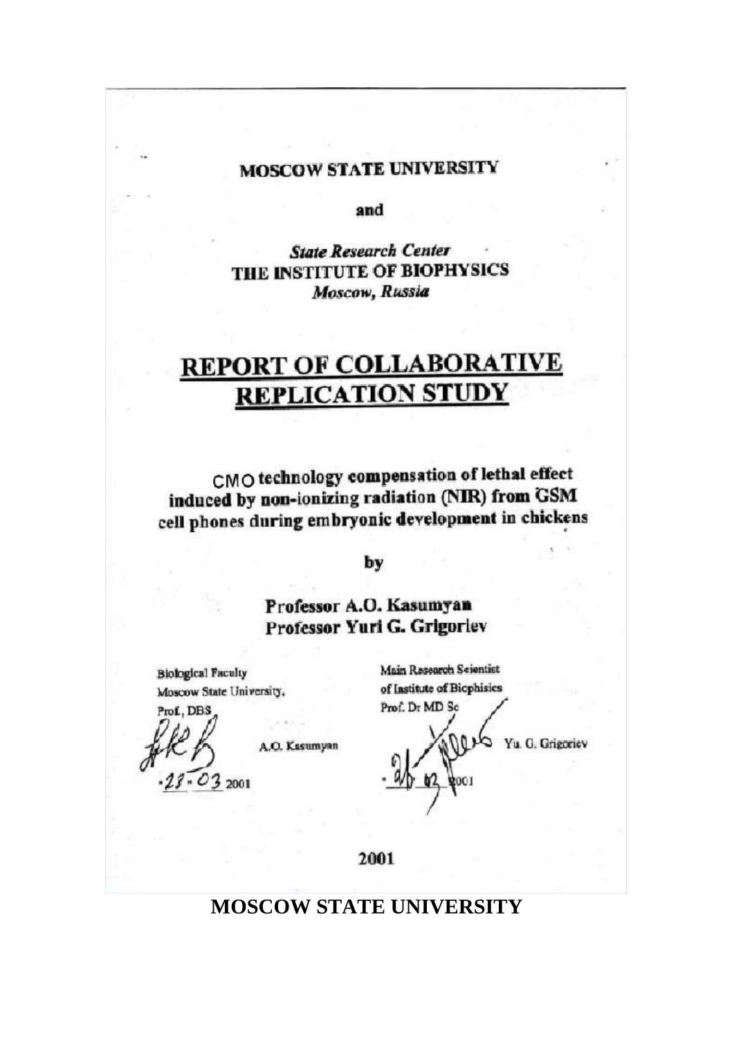MOSCOW STATE UNIVERSITY

and

*State Research Center*
THE INSTITUTE OF BIOPHYSICS
*Moscow, Russia*

# REPORT OF COLLABORATIVE REPLICATION STUDY

## CMO technology compensation of lethal effect induced by non-ionizing radiation (NIR) from GSM cell phones during embryonic development in chickens

by

**Professor A.O. Kasumyan**
**Professor Yuri G. Grigoriev**

Biological Faculty
Moscow State University,
Prof., DBS

A.O. Kasumyan

·23·03 2001

Main Research Scientist
of Institute of Bicphisics
Prof. Dr MD Sc

Yu. G. Grigoriev

·26·03 2001

2001

**MOSCOW STATE UNIVERSITY**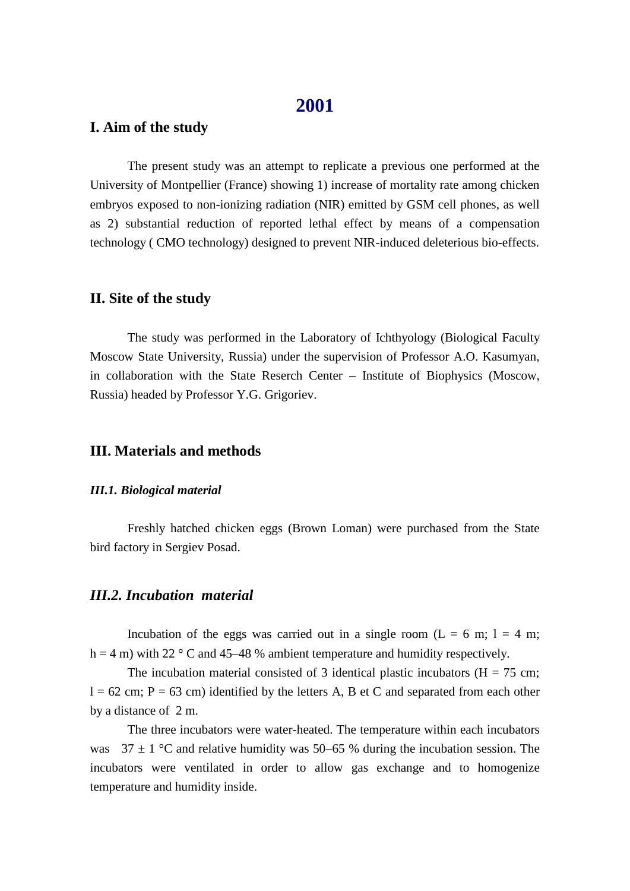# 2001

## I. Aim of the study

The present study was an attempt to replicate a previous one performed at the University of Montpellier (France) showing 1) increase of mortality rate among chicken embryos exposed to non-ionizing radiation (NIR) emitted by GSM cell phones, as well as 2) substantial reduction of reported lethal effect by means of a compensation technology ( CMO technology) designed to prevent NIR-induced deleterious bio-effects.

## II. Site of the study

The study was performed in the Laboratory of Ichthyology (Biological Faculty Moscow State University, Russia) under the supervision of Professor A.O. Kasumyan, in collaboration with the State Reserch Center – Institute of Biophysics (Moscow, Russia) headed by Professor Y.G. Grigoriev.

## III. Materials and methods

### *III.1. Biological material*

Freshly hatched chicken eggs (Brown Loman) were purchased from the State bird factory in Sergiev Posad.

### *III.2. Incubation material*

Incubation of the eggs was carried out in a single room (L = 6 m; l = 4 m; h = 4 m) with 22 ° C and 45–48 % ambient temperature and humidity respectively.

The incubation material consisted of 3 identical plastic incubators (H = 75 cm; l = 62 cm; P = 63 cm) identified by the letters A, B et C and separated from each other by a distance of 2 m.

The three incubators were water-heated. The temperature within each incubators was 37 ± 1 °C and relative humidity was 50–65 % during the incubation session. The incubators were ventilated in order to allow gas exchange and to homogenize temperature and humidity inside.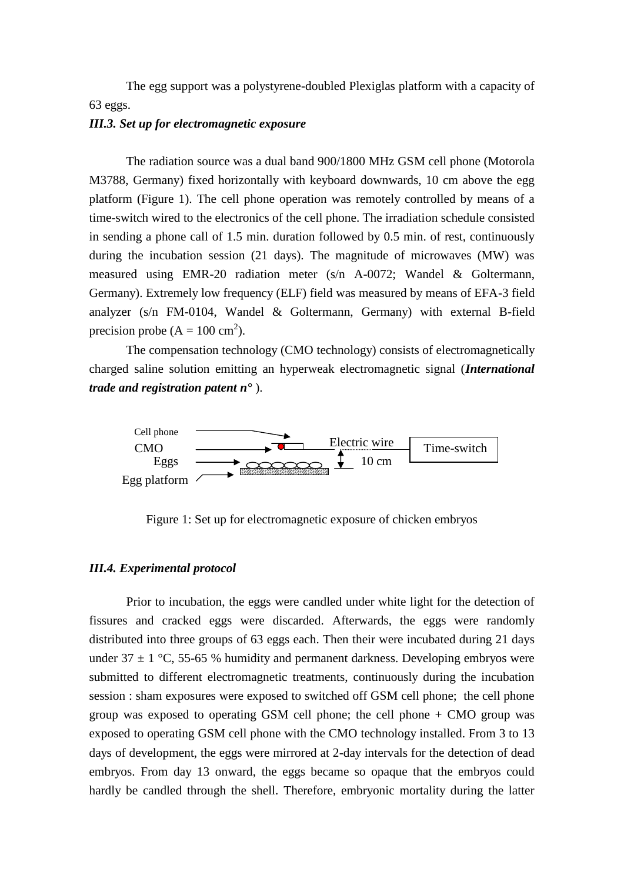The egg support was a polystyrene-doubled Plexiglas platform with a capacity of 63 eggs.

### *III.3. Set up for electromagnetic exposure*

The radiation source was a dual band 900/1800 MHz GSM cell phone (Motorola M3788, Germany) fixed horizontally with keyboard downwards, 10 cm above the egg platform (Figure 1). The cell phone operation was remotely controlled by means of a time-switch wired to the electronics of the cell phone. The irradiation schedule consisted in sending a phone call of 1.5 min. duration followed by 0.5 min. of rest, continuously during the incubation session (21 days). The magnitude of microwaves (MW) was measured using EMR-20 radiation meter (s/n A-0072; Wandel & Goltermann, Germany). Extremely low frequency (ELF) field was measured by means of EFA-3 field analyzer (s/n FM-0104, Wandel & Goltermann, Germany) with external B-field precision probe (A = 100 $cm^2$).

The compensation technology (CMO technology) consists of electromagnetically charged saline solution emitting an hyperweak electromagnetic signal (***International trade and registration patent n°*** ).

Cell phone
CMO
Eggs
Egg platform
Electric wire
10 cm
Time-switch

Figure 1: Set up for electromagnetic exposure of chicken embryos

### *III.4. Experimental protocol*

Prior to incubation, the eggs were candled under white light for the detection of fissures and cracked eggs were discarded. Afterwards, the eggs were randomly distributed into three groups of 63 eggs each. Then their were incubated during 21 days under 37 ± 1 °C, 55-65 % humidity and permanent darkness. Developing embryos were submitted to different electromagnetic treatments, continuously during the incubation session : sham exposures were exposed to switched off GSM cell phone; the cell phone group was exposed to operating GSM cell phone; the cell phone + CMO group was exposed to operating GSM cell phone with the CMO technology installed. From 3 to 13 days of development, the eggs were mirrored at 2-day intervals for the detection of dead embryos. From day 13 onward, the eggs became so opaque that the embryos could hardly be candled through the shell. Therefore, embryonic mortality during the latter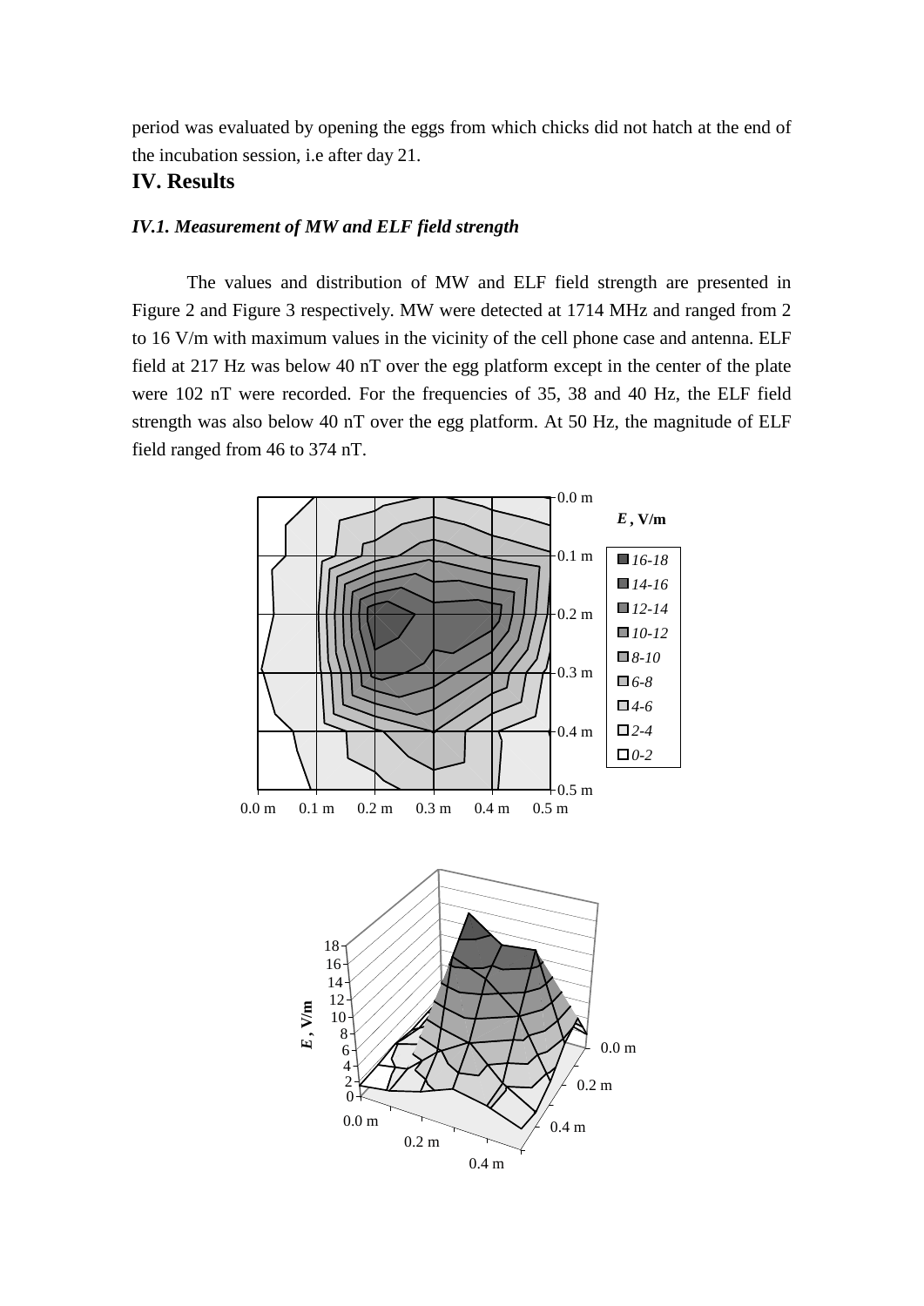period was evaluated by opening the eggs from which chicks did not hatch at the end of the incubation session, i.e after day 21.

# IV. Results

### *IV.1. Measurement of MW and ELF field strength*

The values and distribution of MW and ELF field strength are presented in Figure 2 and Figure 3 respectively. MW were detected at 1714 MHz and ranged from 2 to 16 V/m with maximum values in the vicinity of the cell phone case and antenna. ELF field at 217 Hz was below 40 nT over the egg platform except in the center of the plate were 102 nT were recorded. For the frequencies of 35, 38 and 40 Hz, the ELF field strength was also below 40 nT over the egg platform. At 50 Hz, the magnitude of ELF field ranged from 46 to 374 nT.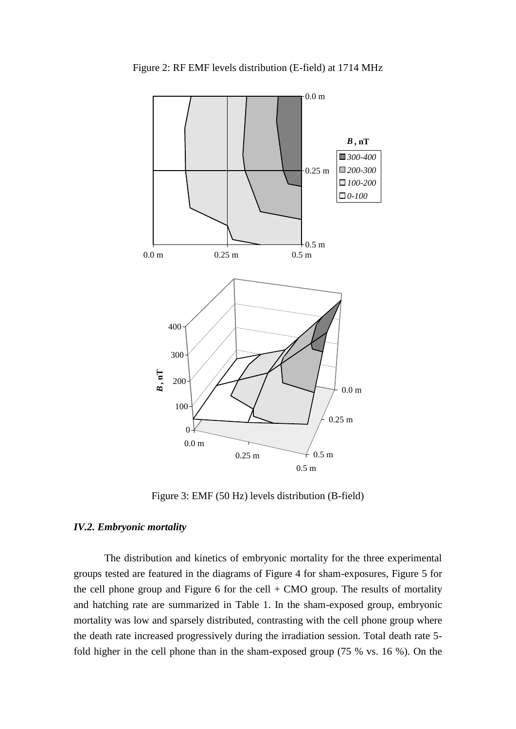Figure 2: RF EMF levels distribution (E-field) at 1714 MHz

Figure 3: EMF (50 Hz) levels distribution (B-field)

### *IV.2. Embryonic mortality*

The distribution and kinetics of embryonic mortality for the three experimental groups tested are featured in the diagrams of Figure 4 for sham-exposures, Figure 5 for the cell phone group and Figure 6 for the cell + CMO group. The results of mortality and hatching rate are summarized in Table 1. In the sham-exposed group, embryonic mortality was low and sparsely distributed, contrasting with the cell phone group where the death rate increased progressively during the irradiation session. Total death rate 5-fold higher in the cell phone than in the sham-exposed group (75 % vs. 16 %). On the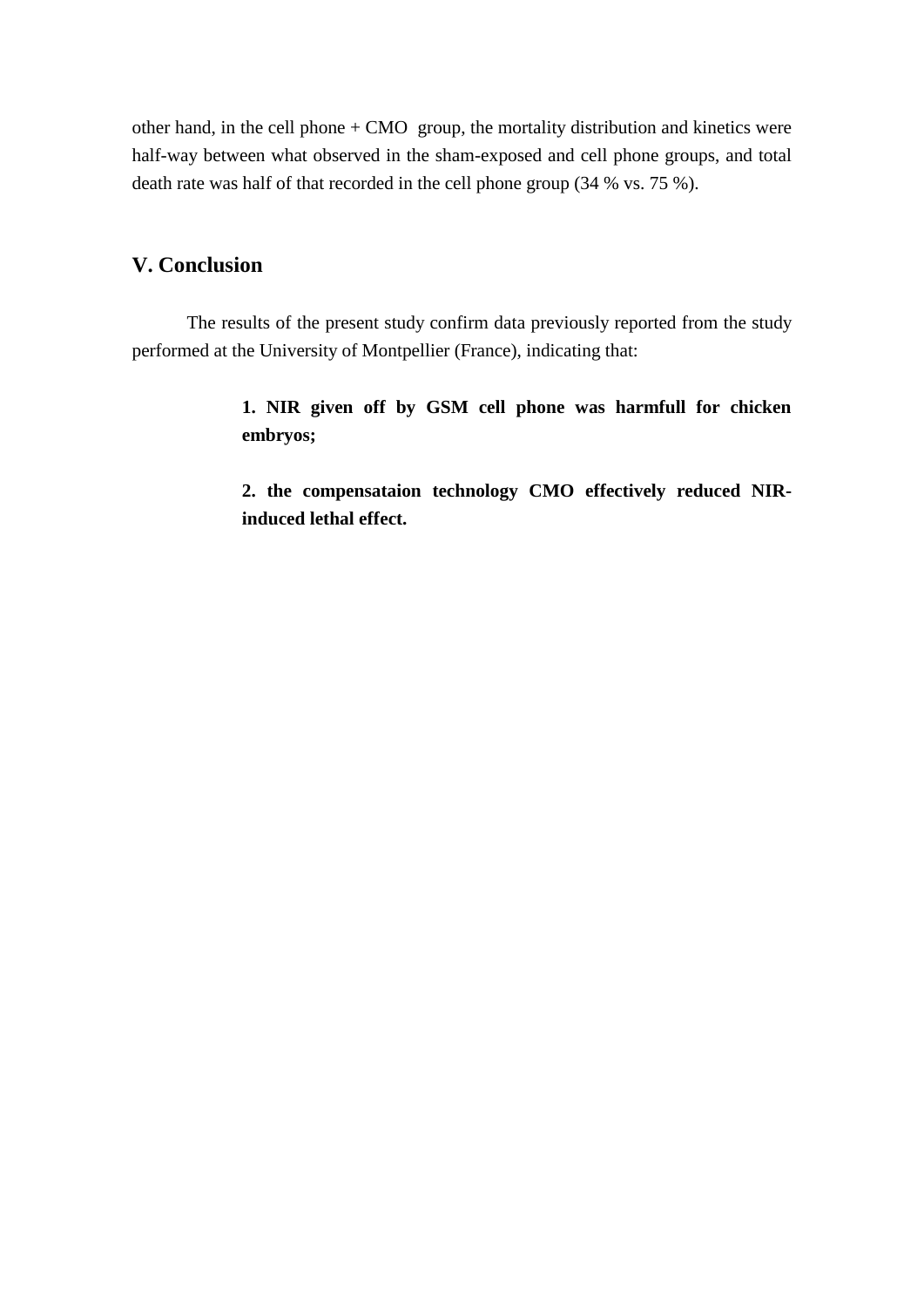other hand, in the cell phone + CMO  group, the mortality distribution and kinetics were half-way between what observed in the sham-exposed and cell phone groups, and total death rate was half of that recorded in the cell phone group (34 % vs. 75 %).

## V. Conclusion

The results of the present study confirm data previously reported from the study performed at the University of Montpellier (France), indicating that:

> **1. NIR given off by GSM cell phone was harmfull for chicken embryos;**
>
> **2. the compensataion technology CMO effectively reduced NIR-induced lethal effect.**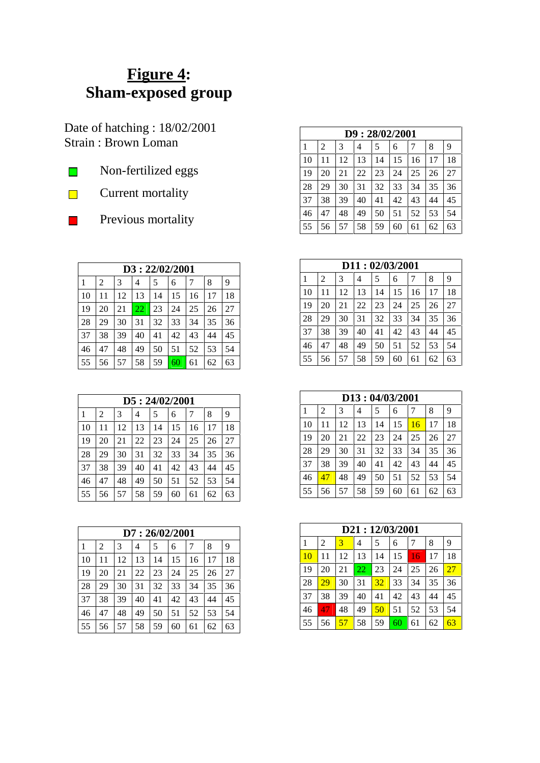# **Figure 4**: Sham-exposed group

Date of hatching : 18/02/2001
Strain : Brown Loman

- Green: Non-fertilized eggs
- Yellow: Current mortality
- Red: Previous mortality

Coloured cells are marked in the tables as (green), (yellow) or (red).

| D3 : 22/02/2001 | | | | | | | | |
|---|---|---|---|---|---|---|---|---|
| 1 | 2 | 3 | 4 | 5 | 6 | 7 | 8 | 9 |
| 10 | 11 | 12 | 13 | 14 | 15 | 16 | 17 | 18 |
| 19 | 20 | 21 | 22 (green) | 23 | 24 | 25 | 26 | 27 |
| 28 | 29 | 30 | 31 | 32 | 33 | 34 | 35 | 36 |
| 37 | 38 | 39 | 40 | 41 | 42 | 43 | 44 | 45 |
| 46 | 47 | 48 | 49 | 50 | 51 | 52 | 53 | 54 |
| 55 | 56 | 57 | 58 | 59 | 60 (green) | 61 | 62 | 63 |

| D5 : 24/02/2001 | | | | | | | | |
|---|---|---|---|---|---|---|---|---|
| 1 | 2 | 3 | 4 | 5 | 6 | 7 | 8 | 9 |
| 10 | 11 | 12 | 13 | 14 | 15 | 16 | 17 | 18 |
| 19 | 20 | 21 | 22 | 23 | 24 | 25 | 26 | 27 |
| 28 | 29 | 30 | 31 | 32 | 33 | 34 | 35 | 36 |
| 37 | 38 | 39 | 40 | 41 | 42 | 43 | 44 | 45 |
| 46 | 47 | 48 | 49 | 50 | 51 | 52 | 53 | 54 |
| 55 | 56 | 57 | 58 | 59 | 60 | 61 | 62 | 63 |

| D7 : 26/02/2001 | | | | | | | | |
|---|---|---|---|---|---|---|---|---|
| 1 | 2 | 3 | 4 | 5 | 6 | 7 | 8 | 9 |
| 10 | 11 | 12 | 13 | 14 | 15 | 16 | 17 | 18 |
| 19 | 20 | 21 | 22 | 23 | 24 | 25 | 26 | 27 |
| 28 | 29 | 30 | 31 | 32 | 33 | 34 | 35 | 36 |
| 37 | 38 | 39 | 40 | 41 | 42 | 43 | 44 | 45 |
| 46 | 47 | 48 | 49 | 50 | 51 | 52 | 53 | 54 |
| 55 | 56 | 57 | 58 | 59 | 60 | 61 | 62 | 63 |

| D9 : 28/02/2001 | | | | | | | | |
|---|---|---|---|---|---|---|---|---|
| 1 | 2 | 3 | 4 | 5 | 6 | 7 | 8 | 9 |
| 10 | 11 | 12 | 13 | 14 | 15 | 16 | 17 | 18 |
| 19 | 20 | 21 | 22 | 23 | 24 | 25 | 26 | 27 |
| 28 | 29 | 30 | 31 | 32 | 33 | 34 | 35 | 36 |
| 37 | 38 | 39 | 40 | 41 | 42 | 43 | 44 | 45 |
| 46 | 47 | 48 | 49 | 50 | 51 | 52 | 53 | 54 |
| 55 | 56 | 57 | 58 | 59 | 60 | 61 | 62 | 63 |

| D11 : 02/03/2001 | | | | | | | | |
|---|---|---|---|---|---|---|---|---|
| 1 | 2 | 3 | 4 | 5 | 6 | 7 | 8 | 9 |
| 10 | 11 | 12 | 13 | 14 | 15 | 16 | 17 | 18 |
| 19 | 20 | 21 | 22 | 23 | 24 | 25 | 26 | 27 |
| 28 | 29 | 30 | 31 | 32 | 33 | 34 | 35 | 36 |
| 37 | 38 | 39 | 40 | 41 | 42 | 43 | 44 | 45 |
| 46 | 47 | 48 | 49 | 50 | 51 | 52 | 53 | 54 |
| 55 | 56 | 57 | 58 | 59 | 60 | 61 | 62 | 63 |

| D13 : 04/03/2001 | | | | | | | | |
|---|---|---|---|---|---|---|---|---|
| 1 | 2 | 3 | 4 | 5 | 6 | 7 | 8 | 9 |
| 10 | 11 | 12 | 13 | 14 | 15 | 16 (yellow) | 17 | 18 |
| 19 | 20 | 21 | 22 | 23 | 24 | 25 | 26 | 27 |
| 28 | 29 | 30 | 31 | 32 | 33 | 34 | 35 | 36 |
| 37 | 38 | 39 | 40 | 41 | 42 | 43 | 44 | 45 |
| 46 | 47 (yellow) | 48 | 49 | 50 | 51 | 52 | 53 | 54 |
| 55 | 56 | 57 | 58 | 59 | 60 | 61 | 62 | 63 |

| D21 : 12/03/2001 | | | | | | | | |
|---|---|---|---|---|---|---|---|---|
| 1 | 2 | 3 (yellow) | 4 | 5 | 6 | 7 | 8 | 9 |
| 10 (yellow) | 11 | 12 | 13 | 14 | 15 | 16 (red) | 17 | 18 |
| 19 | 20 | 21 | 22 (green) | 23 | 24 | 25 | 26 | 27 (yellow) |
| 28 | 29 (yellow) | 30 | 31 | 32 (yellow) | 33 | 34 | 35 | 36 |
| 37 | 38 | 39 | 40 | 41 | 42 | 43 | 44 | 45 |
| 46 | 47 (red) | 48 | 49 | 50 (yellow) | 51 | 52 | 53 | 54 |
| 55 | 56 | 57 (yellow) | 58 | 59 | 60 (green) | 61 | 62 | 63 (yellow) |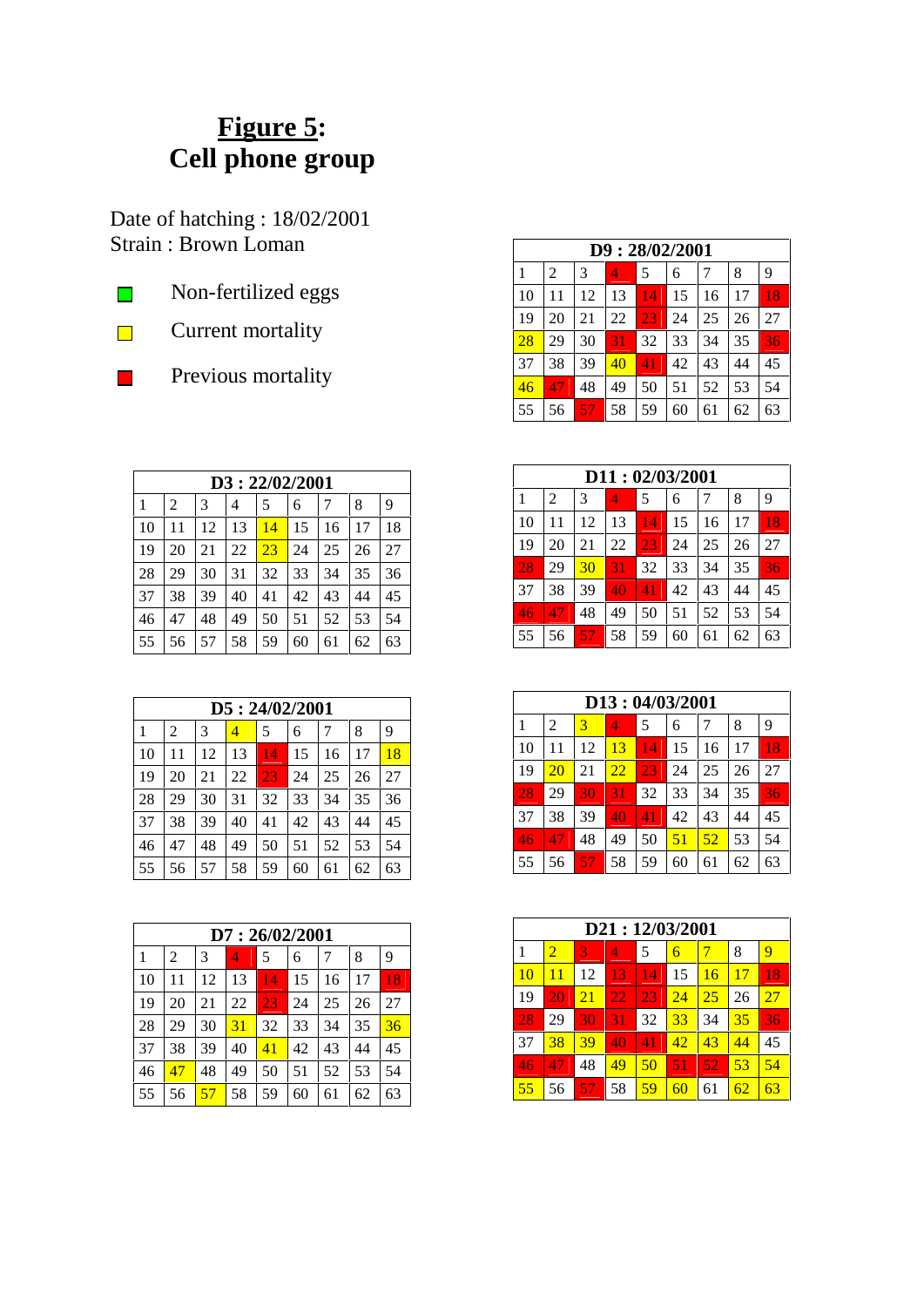# <u>Figure 5</u>: Cell phone group

Date of hatching : 18/02/2001
Strain : Brown Loman

- Non-fertilized eggs
- Current mortality
- Previous mortality

| D3 : 22/02/2001 | | | | | | | | |
|---|---|---|---|---|---|---|---|---|
| 1 | 2 | 3 | 4 | 5 | 6 | 7 | 8 | 9 |
| 10 | 11 | 12 | 13 | 14 | 15 | 16 | 17 | 18 |
| 19 | 20 | 21 | 22 | 23 | 24 | 25 | 26 | 27 |
| 28 | 29 | 30 | 31 | 32 | 33 | 34 | 35 | 36 |
| 37 | 38 | 39 | 40 | 41 | 42 | 43 | 44 | 45 |
| 46 | 47 | 48 | 49 | 50 | 51 | 52 | 53 | 54 |
| 55 | 56 | 57 | 58 | 59 | 60 | 61 | 62 | 63 |

| D5 : 24/02/2001 | | | | | | | | |
|---|---|---|---|---|---|---|---|---|
| 1 | 2 | 3 | 4 | 5 | 6 | 7 | 8 | 9 |
| 10 | 11 | 12 | 13 | 14 | 15 | 16 | 17 | 18 |
| 19 | 20 | 21 | 22 | 23 | 24 | 25 | 26 | 27 |
| 28 | 29 | 30 | 31 | 32 | 33 | 34 | 35 | 36 |
| 37 | 38 | 39 | 40 | 41 | 42 | 43 | 44 | 45 |
| 46 | 47 | 48 | 49 | 50 | 51 | 52 | 53 | 54 |
| 55 | 56 | 57 | 58 | 59 | 60 | 61 | 62 | 63 |

| D7 : 26/02/2001 | | | | | | | | |
|---|---|---|---|---|---|---|---|---|
| 1 | 2 | 3 | 4 | 5 | 6 | 7 | 8 | 9 |
| 10 | 11 | 12 | 13 | 14 | 15 | 16 | 17 | 18 |
| 19 | 20 | 21 | 22 | 23 | 24 | 25 | 26 | 27 |
| 28 | 29 | 30 | 31 | 32 | 33 | 34 | 35 | 36 |
| 37 | 38 | 39 | 40 | 41 | 42 | 43 | 44 | 45 |
| 46 | 47 | 48 | 49 | 50 | 51 | 52 | 53 | 54 |
| 55 | 56 | 57 | 58 | 59 | 60 | 61 | 62 | 63 |

| D9 : 28/02/2001 | | | | | | | | |
|---|---|---|---|---|---|---|---|---|
| 1 | 2 | 3 | 4 | 5 | 6 | 7 | 8 | 9 |
| 10 | 11 | 12 | 13 | 14 | 15 | 16 | 17 | 18 |
| 19 | 20 | 21 | 22 | 23 | 24 | 25 | 26 | 27 |
| 28 | 29 | 30 | 31 | 32 | 33 | 34 | 35 | 36 |
| 37 | 38 | 39 | 40 | 41 | 42 | 43 | 44 | 45 |
| 46 | 47 | 48 | 49 | 50 | 51 | 52 | 53 | 54 |
| 55 | 56 | 57 | 58 | 59 | 60 | 61 | 62 | 63 |

| D11 : 02/03/2001 | | | | | | | | |
|---|---|---|---|---|---|---|---|---|
| 1 | 2 | 3 | 4 | 5 | 6 | 7 | 8 | 9 |
| 10 | 11 | 12 | 13 | 14 | 15 | 16 | 17 | 18 |
| 19 | 20 | 21 | 22 | 23 | 24 | 25 | 26 | 27 |
| 28 | 29 | 30 | 31 | 32 | 33 | 34 | 35 | 36 |
| 37 | 38 | 39 | 40 | 41 | 42 | 43 | 44 | 45 |
| 46 | 47 | 48 | 49 | 50 | 51 | 52 | 53 | 54 |
| 55 | 56 | 57 | 58 | 59 | 60 | 61 | 62 | 63 |

| D13 : 04/03/2001 | | | | | | | | |
|---|---|---|---|---|---|---|---|---|
| 1 | 2 | 3 | 4 | 5 | 6 | 7 | 8 | 9 |
| 10 | 11 | 12 | 13 | 14 | 15 | 16 | 17 | 18 |
| 19 | 20 | 21 | 22 | 23 | 24 | 25 | 26 | 27 |
| 28 | 29 | 30 | 31 | 32 | 33 | 34 | 35 | 36 |
| 37 | 38 | 39 | 40 | 41 | 42 | 43 | 44 | 45 |
| 46 | 47 | 48 | 49 | 50 | 51 | 52 | 53 | 54 |
| 55 | 56 | 57 | 58 | 59 | 60 | 61 | 62 | 63 |

| D21 : 12/03/2001 | | | | | | | | |
|---|---|---|---|---|---|---|---|---|
| 1 | 2 | 3 | 4 | 5 | 6 | 7 | 8 | 9 |
| 10 | 11 | 12 | 13 | 14 | 15 | 16 | 17 | 18 |
| 19 | 20 | 21 | 22 | 23 | 24 | 25 | 26 | 27 |
| 28 | 29 | 30 | 31 | 32 | 33 | 34 | 35 | 36 |
| 37 | 38 | 39 | 40 | 41 | 42 | 43 | 44 | 45 |
| 46 | 47 | 48 | 49 | 50 | 51 | 52 | 53 | 54 |
| 55 | 56 | 57 | 58 | 59 | 60 | 61 | 62 | 63 |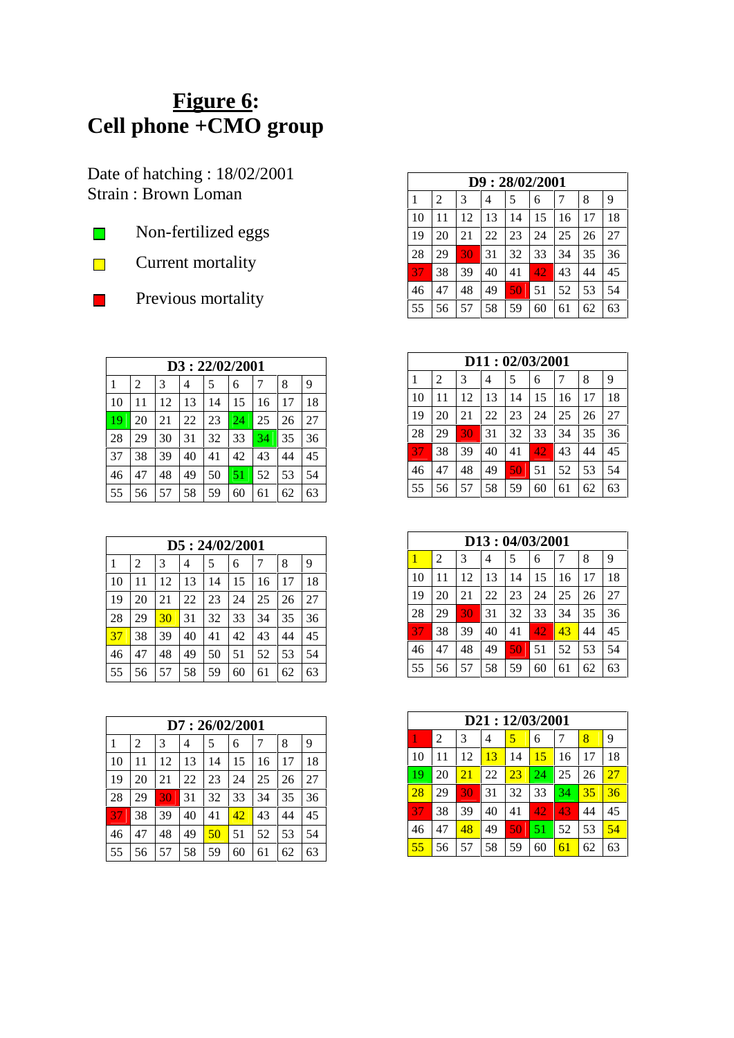# **Figure 6:** Cell phone +CMO group

Date of hatching : 18/02/2001
Strain : Brown Loman

- Non-fertilized eggs (green)
- Current mortality (yellow)
- Previous mortality (red)

| D3 : 22/02/2001 | | | | | | | | |
|---|---|---|---|---|---|---|---|---|
| 1 | 2 | 3 | 4 | 5 | 6 | 7 | 8 | 9 |
| 10 | 11 | 12 | 13 | 14 | 15 | 16 | 17 | 18 |
| 19 (green) | 20 | 21 | 22 | 23 | 24 (green) | 25 | 26 | 27 |
| 28 | 29 | 30 | 31 | 32 | 33 | 34 (green) | 35 | 36 |
| 37 | 38 | 39 | 40 | 41 | 42 | 43 | 44 | 45 |
| 46 | 47 | 48 | 49 | 50 | 51 (green) | 52 | 53 | 54 |
| 55 | 56 | 57 | 58 | 59 | 60 | 61 | 62 | 63 |

| D5 : 24/02/2001 | | | | | | | | |
|---|---|---|---|---|---|---|---|---|
| 1 | 2 | 3 | 4 | 5 | 6 | 7 | 8 | 9 |
| 10 | 11 | 12 | 13 | 14 | 15 | 16 | 17 | 18 |
| 19 | 20 | 21 | 22 | 23 | 24 | 25 | 26 | 27 |
| 28 | 29 | 30 (yellow) | 31 | 32 | 33 | 34 | 35 | 36 |
| 37 (yellow) | 38 | 39 | 40 | 41 | 42 | 43 | 44 | 45 |
| 46 | 47 | 48 | 49 | 50 | 51 | 52 | 53 | 54 |
| 55 | 56 | 57 | 58 | 59 | 60 | 61 | 62 | 63 |

| D7 : 26/02/2001 | | | | | | | | |
|---|---|---|---|---|---|---|---|---|
| 1 | 2 | 3 | 4 | 5 | 6 | 7 | 8 | 9 |
| 10 | 11 | 12 | 13 | 14 | 15 | 16 | 17 | 18 |
| 19 | 20 | 21 | 22 | 23 | 24 | 25 | 26 | 27 |
| 28 | 29 | 30 (red) | 31 | 32 | 33 | 34 | 35 | 36 |
| 37 (red) | 38 | 39 | 40 | 41 | 42 (yellow) | 43 | 44 | 45 |
| 46 | 47 | 48 | 49 | 50 (yellow) | 51 | 52 | 53 | 54 |
| 55 | 56 | 57 | 58 | 59 | 60 | 61 | 62 | 63 |

| D9 : 28/02/2001 | | | | | | | | |
|---|---|---|---|---|---|---|---|---|
| 1 | 2 | 3 | 4 | 5 | 6 | 7 | 8 | 9 |
| 10 | 11 | 12 | 13 | 14 | 15 | 16 | 17 | 18 |
| 19 | 20 | 21 | 22 | 23 | 24 | 25 | 26 | 27 |
| 28 | 29 | 30 (red) | 31 | 32 | 33 | 34 | 35 | 36 |
| 37 (red) | 38 | 39 | 40 | 41 | 42 (red) | 43 | 44 | 45 |
| 46 | 47 | 48 | 49 | 50 (red) | 51 | 52 | 53 | 54 |
| 55 | 56 | 57 | 58 | 59 | 60 | 61 | 62 | 63 |

| D11 : 02/03/2001 | | | | | | | | |
|---|---|---|---|---|---|---|---|---|
| 1 | 2 | 3 | 4 | 5 | 6 | 7 | 8 | 9 |
| 10 | 11 | 12 | 13 | 14 | 15 | 16 | 17 | 18 |
| 19 | 20 | 21 | 22 | 23 | 24 | 25 | 26 | 27 |
| 28 | 29 | 30 (red) | 31 | 32 | 33 | 34 | 35 | 36 |
| 37 (red) | 38 | 39 | 40 | 41 | 42 (red) | 43 | 44 | 45 |
| 46 | 47 | 48 | 49 | 50 (red) | 51 | 52 | 53 | 54 |
| 55 | 56 | 57 | 58 | 59 | 60 | 61 | 62 | 63 |

| D13 : 04/03/2001 | | | | | | | | |
|---|---|---|---|---|---|---|---|---|
| 1 (yellow) | 2 | 3 | 4 | 5 | 6 | 7 | 8 | 9 |
| 10 | 11 | 12 | 13 | 14 | 15 | 16 | 17 | 18 |
| 19 | 20 | 21 | 22 | 23 | 24 | 25 | 26 | 27 |
| 28 | 29 | 30 (red) | 31 | 32 | 33 | 34 | 35 | 36 |
| 37 (red) | 38 | 39 | 40 | 41 | 42 (red) | 43 (yellow) | 44 | 45 |
| 46 | 47 | 48 | 49 | 50 (red) | 51 | 52 | 53 | 54 |
| 55 | 56 | 57 | 58 | 59 | 60 | 61 | 62 | 63 |

| D21 : 12/03/2001 | | | | | | | | |
|---|---|---|---|---|---|---|---|---|
| 1 (red) | 2 | 3 | 4 | 5 (yellow) | 6 | 7 | 8 (yellow) | 9 |
| 10 | 11 | 12 | 13 (yellow) | 14 | 15 (yellow) | 16 | 17 | 18 |
| 19 (green) | 20 | 21 (yellow) | 22 | 23 (yellow) | 24 (green) | 25 | 26 | 27 (yellow) |
| 28 (yellow) | 29 | 30 (red) | 31 | 32 | 33 | 34 (green) | 35 (yellow) | 36 (yellow) |
| 37 (red) | 38 | 39 | 40 | 41 | 42 (red) | 43 (red) | 44 | 45 |
| 46 | 47 | 48 (yellow) | 49 | 50 (red) | 51 (green) | 52 | 53 | 54 (yellow) |
| 55 (yellow) | 56 | 57 | 58 | 59 | 60 | 61 (yellow) | 62 | 63 |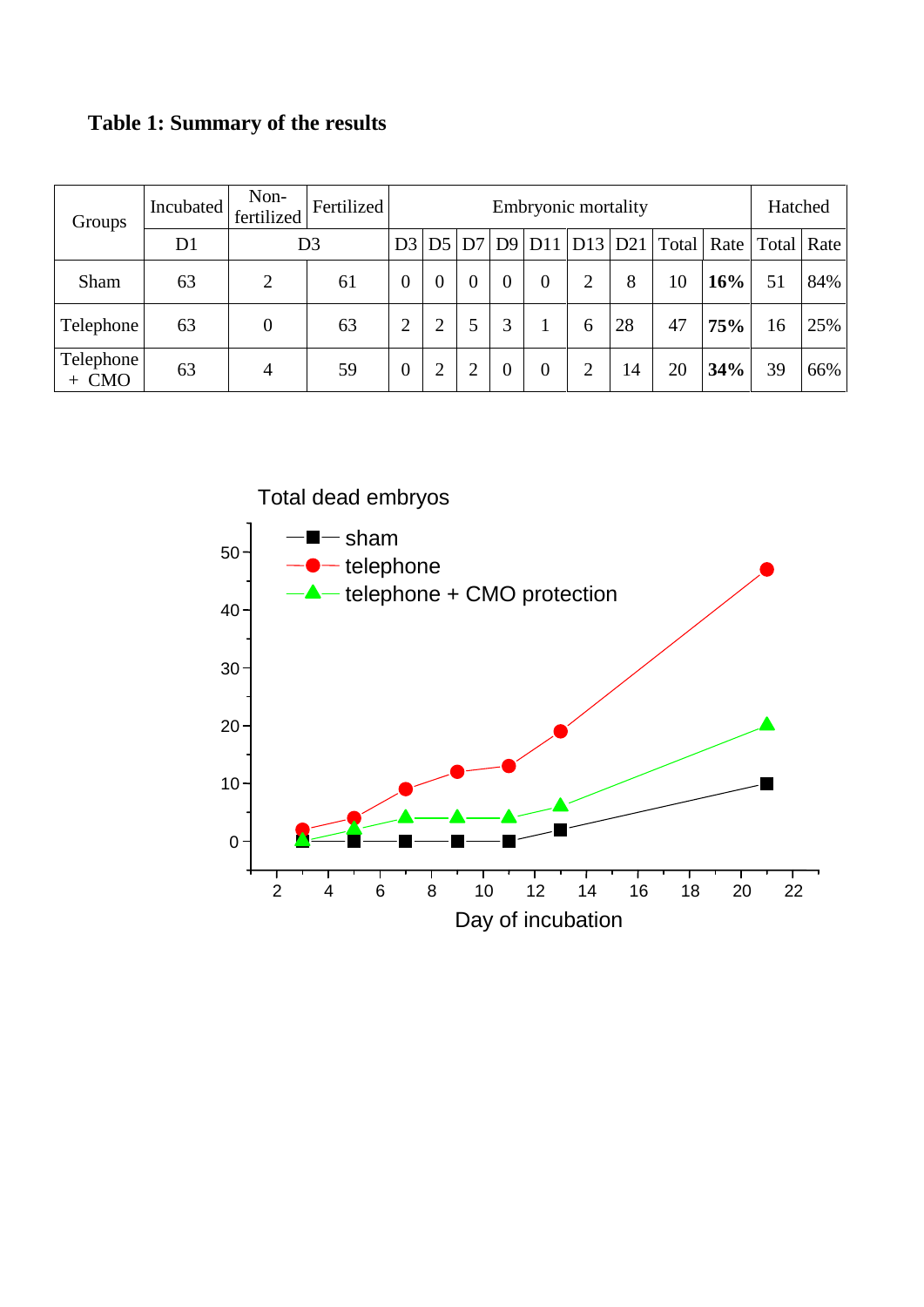**Table 1: Summary of the results**

| Groups | Incubated | Non-fertilized | Fertilized | Embryonic mortality | | | | | | | | | Hatched | |
|---|---|---|---|---|---|---|---|---|---|---|---|---|---|---|
| | D1 | D3 | | D3 | D5 | D7 | D9 | D11 | D13 | D21 | Total | Rate | Total | Rate |
| Sham | 63 | 2 | 61 | 0 | 0 | 0 | 0 | 0 | 2 | 8 | 10 | **16%** | 51 | 84% |
| Telephone | 63 | 0 | 63 | 2 | 2 | 5 | 3 | 1 | 6 | 28 | 47 | **75%** | 16 | 25% |
| Telephone + CMO | 63 | 4 | 59 | 0 | 2 | 2 | 0 | 0 | 2 | 14 | 20 | **34%** | 39 | 66% |

Total dead embryos

sham

telephone

telephone + CMO protection

0

10

20

30

40

50

2 4 6 8 10 12 14 16 18 20 22

Day of incubation